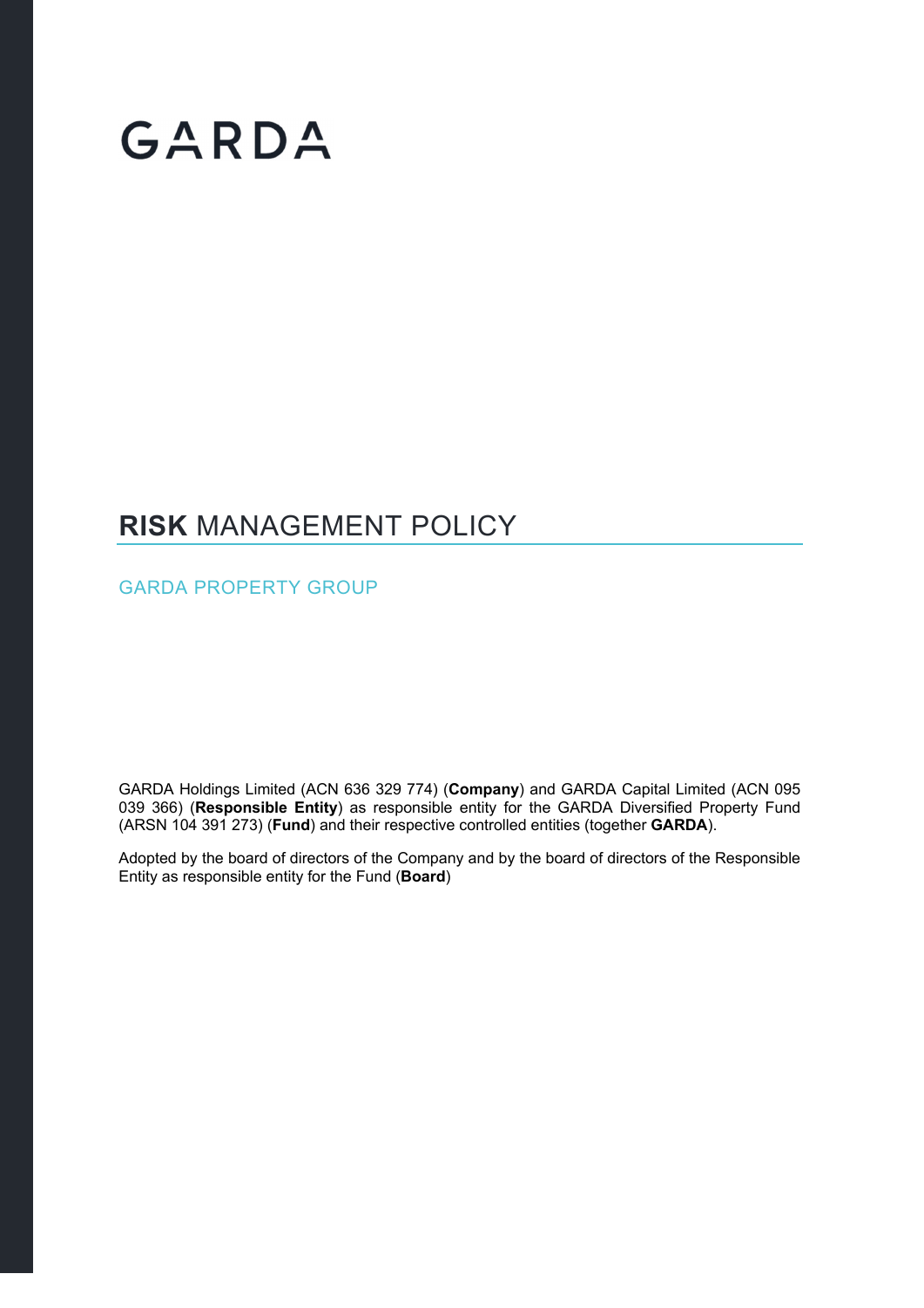# GARDA

# **RISK** MANAGEMENT POLICY

## GARDA PROPERTY GROUP

GARDA Holdings Limited (ACN 636 329 774) (**Company**) and GARDA Capital Limited (ACN 095 039 366) (**Responsible Entity**) as responsible entity for the GARDA Diversified Property Fund (ARSN 104 391 273) (**Fund**) and their respective controlled entities (together **GARDA**).

Adopted by the board of directors of the Company and by the board of directors of the Responsible Entity as responsible entity for the Fund (**Board**)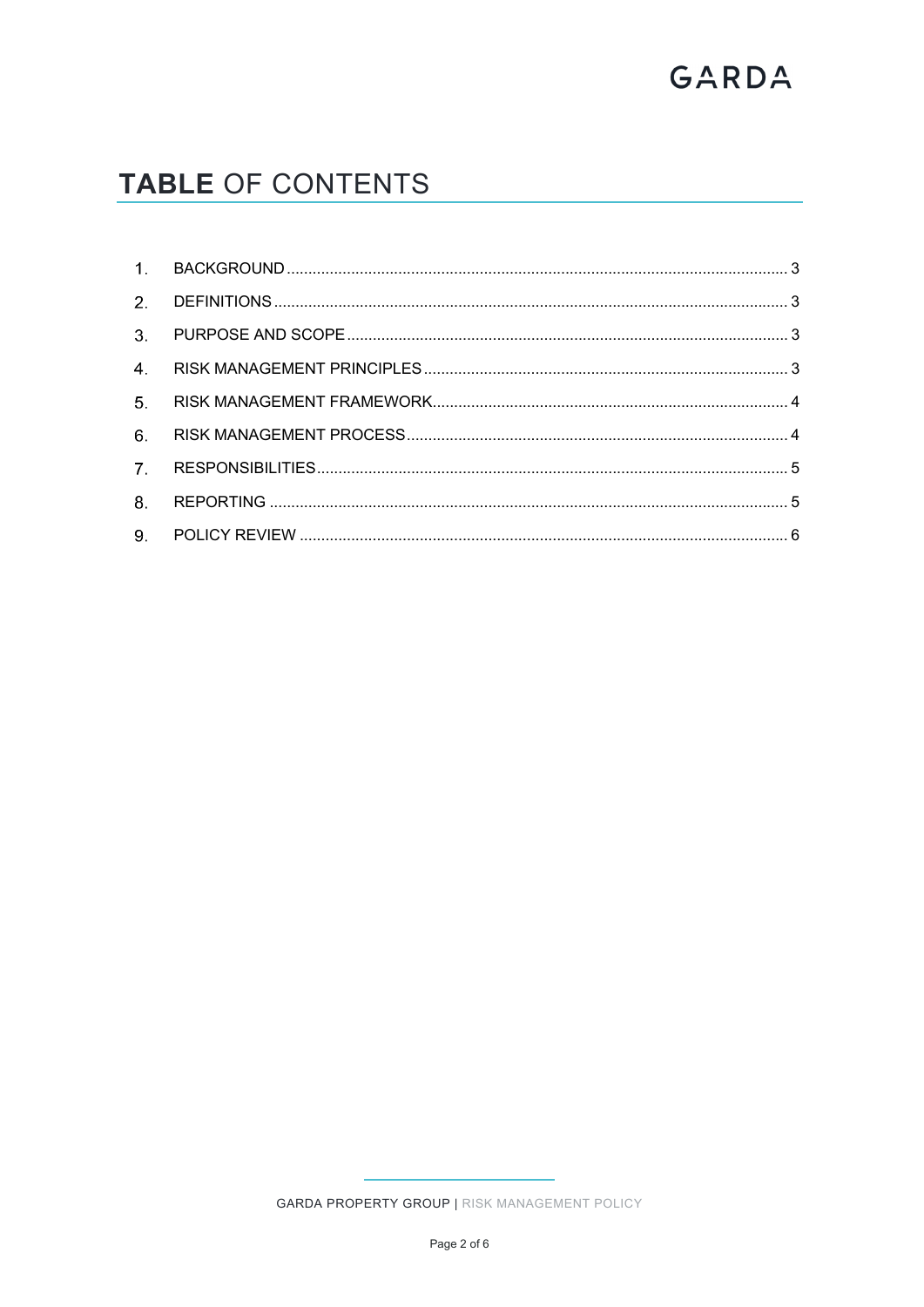# TABLE OF CONTENTS

1. BACKGROUND ........ 3
2. DEFINITIONS ........ 3
3. PURPOSE AND SCOPE ........ 3
4. RISK MANAGEMENT PRINCIPLES ........ 3
5. RISK MANAGEMENT FRAMEWORK ........ 4
6. RISK MANAGEMENT PROCESS ........ 4
7. RESPONSIBILITIES ........ 5
8. REPORTING ........ 5
9. POLICY REVIEW ........ 6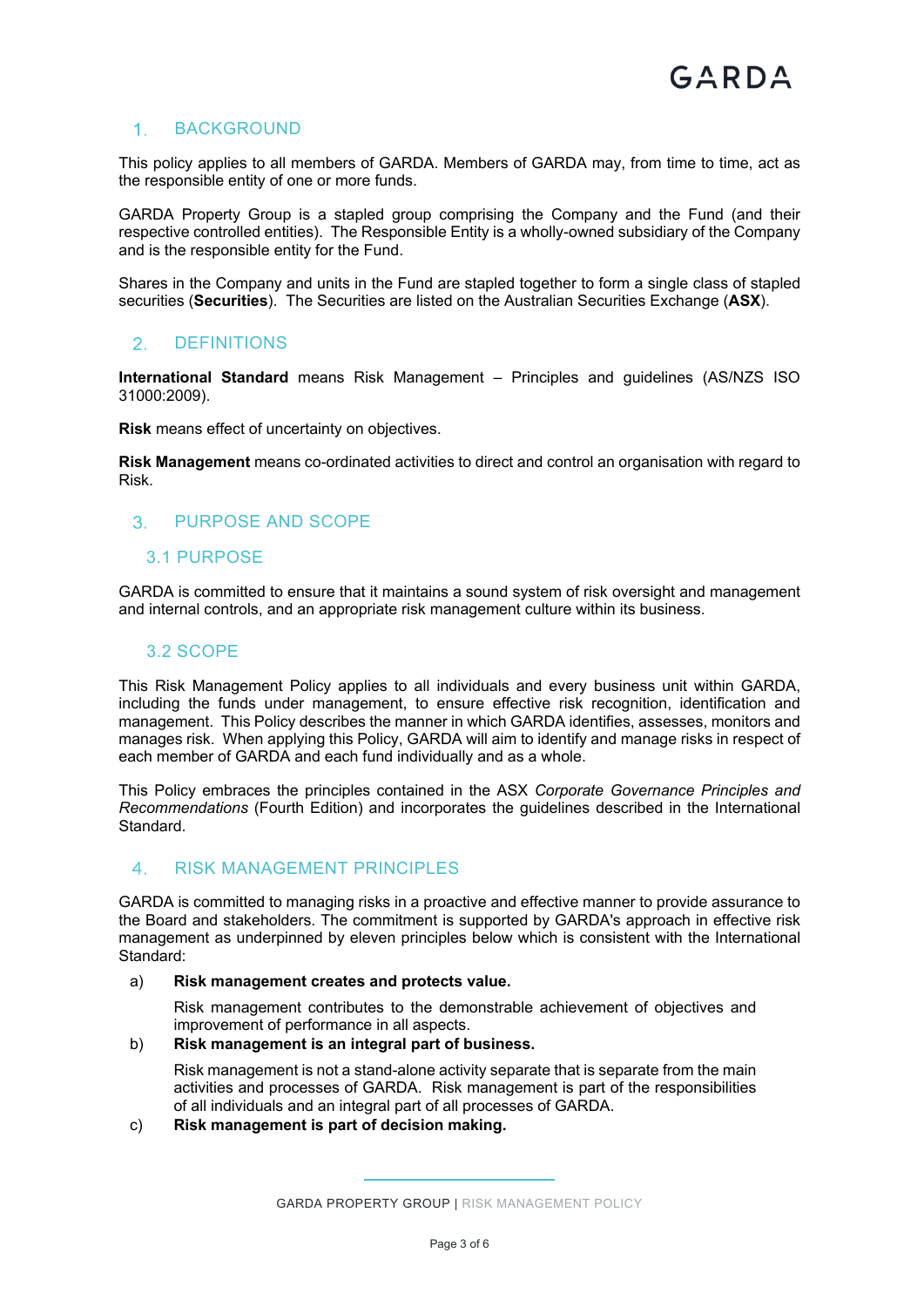## 1. BACKGROUND

This policy applies to all members of GARDA. Members of GARDA may, from time to time, act as the responsible entity of one or more funds.

GARDA Property Group is a stapled group comprising the Company and the Fund (and their respective controlled entities). The Responsible Entity is a wholly-owned subsidiary of the Company and is the responsible entity for the Fund.

Shares in the Company and units in the Fund are stapled together to form a single class of stapled securities (**Securities**). The Securities are listed on the Australian Securities Exchange (**ASX**).

## 2. DEFINITIONS

**International Standard** means Risk Management – Principles and guidelines (AS/NZS ISO 31000:2009).

**Risk** means effect of uncertainty on objectives.

**Risk Management** means co-ordinated activities to direct and control an organisation with regard to Risk.

## 3. PURPOSE AND SCOPE

### 3.1 PURPOSE

GARDA is committed to ensure that it maintains a sound system of risk oversight and management and internal controls, and an appropriate risk management culture within its business.

### 3.2 SCOPE

This Risk Management Policy applies to all individuals and every business unit within GARDA, including the funds under management, to ensure effective risk recognition, identification and management. This Policy describes the manner in which GARDA identifies, assesses, monitors and manages risk. When applying this Policy, GARDA will aim to identify and manage risks in respect of each member of GARDA and each fund individually and as a whole.

This Policy embraces the principles contained in the ASX *Corporate Governance Principles and Recommendations* (Fourth Edition) and incorporates the guidelines described in the International Standard.

## 4. RISK MANAGEMENT PRINCIPLES

GARDA is committed to managing risks in a proactive and effective manner to provide assurance to the Board and stakeholders. The commitment is supported by GARDA's approach in effective risk management as underpinned by eleven principles below which is consistent with the International Standard:

a) **Risk management creates and protects value.**

   Risk management contributes to the demonstrable achievement of objectives and improvement of performance in all aspects.

b) **Risk management is an integral part of business.**

   Risk management is not a stand-alone activity separate that is separate from the main activities and processes of GARDA. Risk management is part of the responsibilities of all individuals and an integral part of all processes of GARDA.

c) **Risk management is part of decision making.**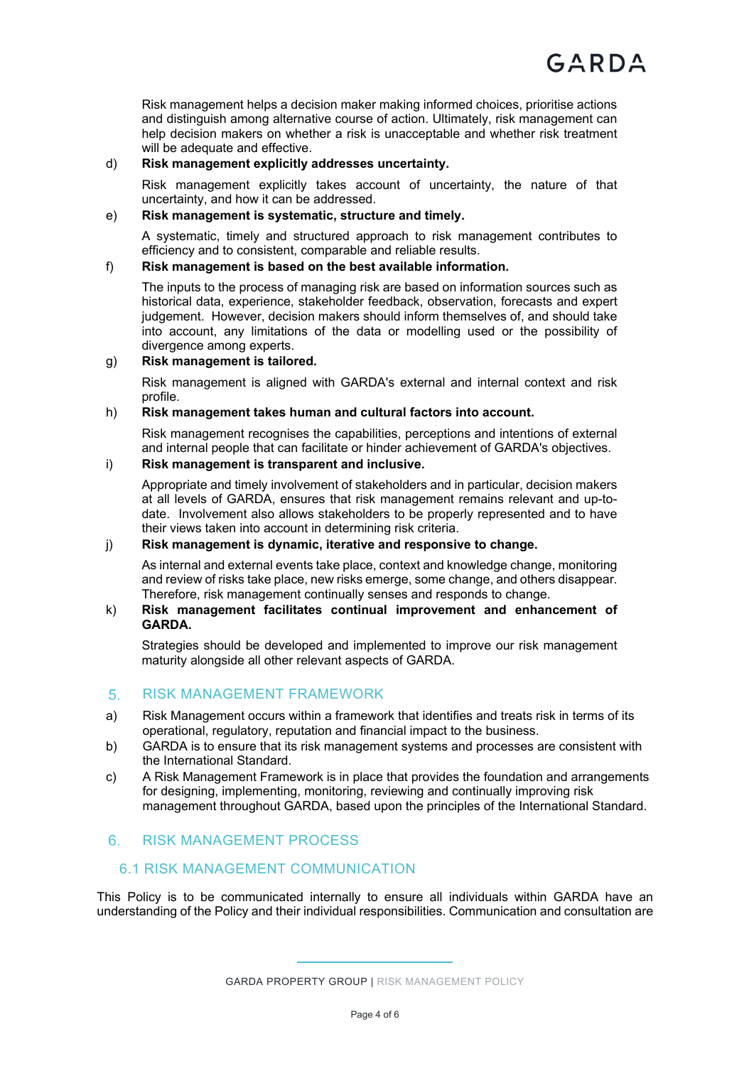Risk management helps a decision maker making informed choices, prioritise actions and distinguish among alternative course of action. Ultimately, risk management can help decision makers on whether a risk is unacceptable and whether risk treatment will be adequate and effective.

d) **Risk management explicitly addresses uncertainty.**

Risk management explicitly takes account of uncertainty, the nature of that uncertainty, and how it can be addressed.

e) **Risk management is systematic, structure and timely.**

A systematic, timely and structured approach to risk management contributes to efficiency and to consistent, comparable and reliable results.

f) **Risk management is based on the best available information.**

The inputs to the process of managing risk are based on information sources such as historical data, experience, stakeholder feedback, observation, forecasts and expert judgement. However, decision makers should inform themselves of, and should take into account, any limitations of the data or modelling used or the possibility of divergence among experts.

g) **Risk management is tailored.**

Risk management is aligned with GARDA's external and internal context and risk profile.

h) **Risk management takes human and cultural factors into account.**

Risk management recognises the capabilities, perceptions and intentions of external and internal people that can facilitate or hinder achievement of GARDA's objectives.

i) **Risk management is transparent and inclusive.**

Appropriate and timely involvement of stakeholders and in particular, decision makers at all levels of GARDA, ensures that risk management remains relevant and up-to-date. Involvement also allows stakeholders to be properly represented and to have their views taken into account in determining risk criteria.

j) **Risk management is dynamic, iterative and responsive to change.**

As internal and external events take place, context and knowledge change, monitoring and review of risks take place, new risks emerge, some change, and others disappear. Therefore, risk management continually senses and responds to change.

k) **Risk management facilitates continual improvement and enhancement of GARDA.**

Strategies should be developed and implemented to improve our risk management maturity alongside all other relevant aspects of GARDA.

## 5. RISK MANAGEMENT FRAMEWORK

a) Risk Management occurs within a framework that identifies and treats risk in terms of its operational, regulatory, reputation and financial impact to the business.

b) GARDA is to ensure that its risk management systems and processes are consistent with the International Standard.

c) A Risk Management Framework is in place that provides the foundation and arrangements for designing, implementing, monitoring, reviewing and continually improving risk management throughout GARDA, based upon the principles of the International Standard.

## 6. RISK MANAGEMENT PROCESS

### 6.1 RISK MANAGEMENT COMMUNICATION

This Policy is to be communicated internally to ensure all individuals within GARDA have an understanding of the Policy and their individual responsibilities. Communication and consultation are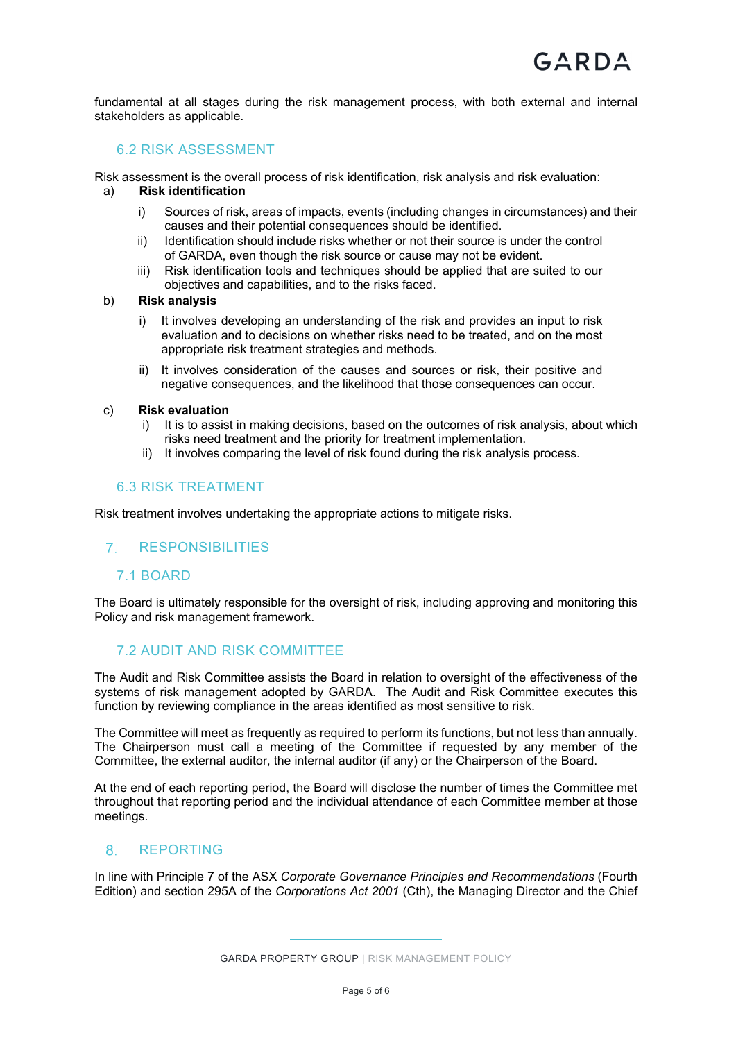fundamental at all stages during the risk management process, with both external and internal stakeholders as applicable.

### 6.2 RISK ASSESSMENT

Risk assessment is the overall process of risk identification, risk analysis and risk evaluation:

a) **Risk identification**

   i) Sources of risk, areas of impacts, events (including changes in circumstances) and their causes and their potential consequences should be identified.

   ii) Identification should include risks whether or not their source is under the control of GARDA, even though the risk source or cause may not be evident.

   iii) Risk identification tools and techniques should be applied that are suited to our objectives and capabilities, and to the risks faced.

b) **Risk analysis**

   i) It involves developing an understanding of the risk and provides an input to risk evaluation and to decisions on whether risks need to be treated, and on the most appropriate risk treatment strategies and methods.

   ii) It involves consideration of the causes and sources or risk, their positive and negative consequences, and the likelihood that those consequences can occur.

c) **Risk evaluation**

   i) It is to assist in making decisions, based on the outcomes of risk analysis, about which risks need treatment and the priority for treatment implementation.

   ii) It involves comparing the level of risk found during the risk analysis process.

### 6.3 RISK TREATMENT

Risk treatment involves undertaking the appropriate actions to mitigate risks.

## 7. RESPONSIBILITIES

### 7.1 BOARD

The Board is ultimately responsible for the oversight of risk, including approving and monitoring this Policy and risk management framework.

### 7.2 AUDIT AND RISK COMMITTEE

The Audit and Risk Committee assists the Board in relation to oversight of the effectiveness of the systems of risk management adopted by GARDA. The Audit and Risk Committee executes this function by reviewing compliance in the areas identified as most sensitive to risk.

The Committee will meet as frequently as required to perform its functions, but not less than annually. The Chairperson must call a meeting of the Committee if requested by any member of the Committee, the external auditor, the internal auditor (if any) or the Chairperson of the Board.

At the end of each reporting period, the Board will disclose the number of times the Committee met throughout that reporting period and the individual attendance of each Committee member at those meetings.

## 8. REPORTING

In line with Principle 7 of the ASX *Corporate Governance Principles and Recommendations* (Fourth Edition) and section 295A of the *Corporations Act 2001* (Cth), the Managing Director and the Chief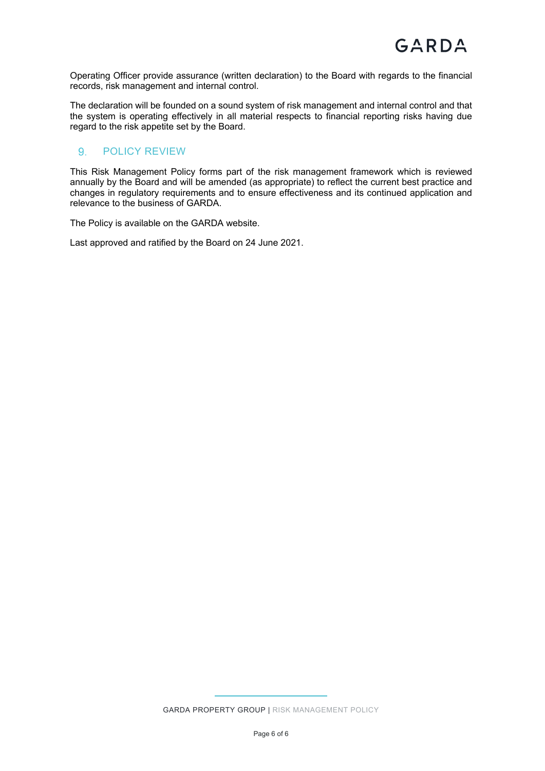Operating Officer provide assurance (written declaration) to the Board with regards to the financial records, risk management and internal control.

The declaration will be founded on a sound system of risk management and internal control and that the system is operating effectively in all material respects to financial reporting risks having due regard to the risk appetite set by the Board.

## 9. POLICY REVIEW

This Risk Management Policy forms part of the risk management framework which is reviewed annually by the Board and will be amended (as appropriate) to reflect the current best practice and changes in regulatory requirements and to ensure effectiveness and its continued application and relevance to the business of GARDA.

The Policy is available on the GARDA website.

Last approved and ratified by the Board on 24 June 2021.